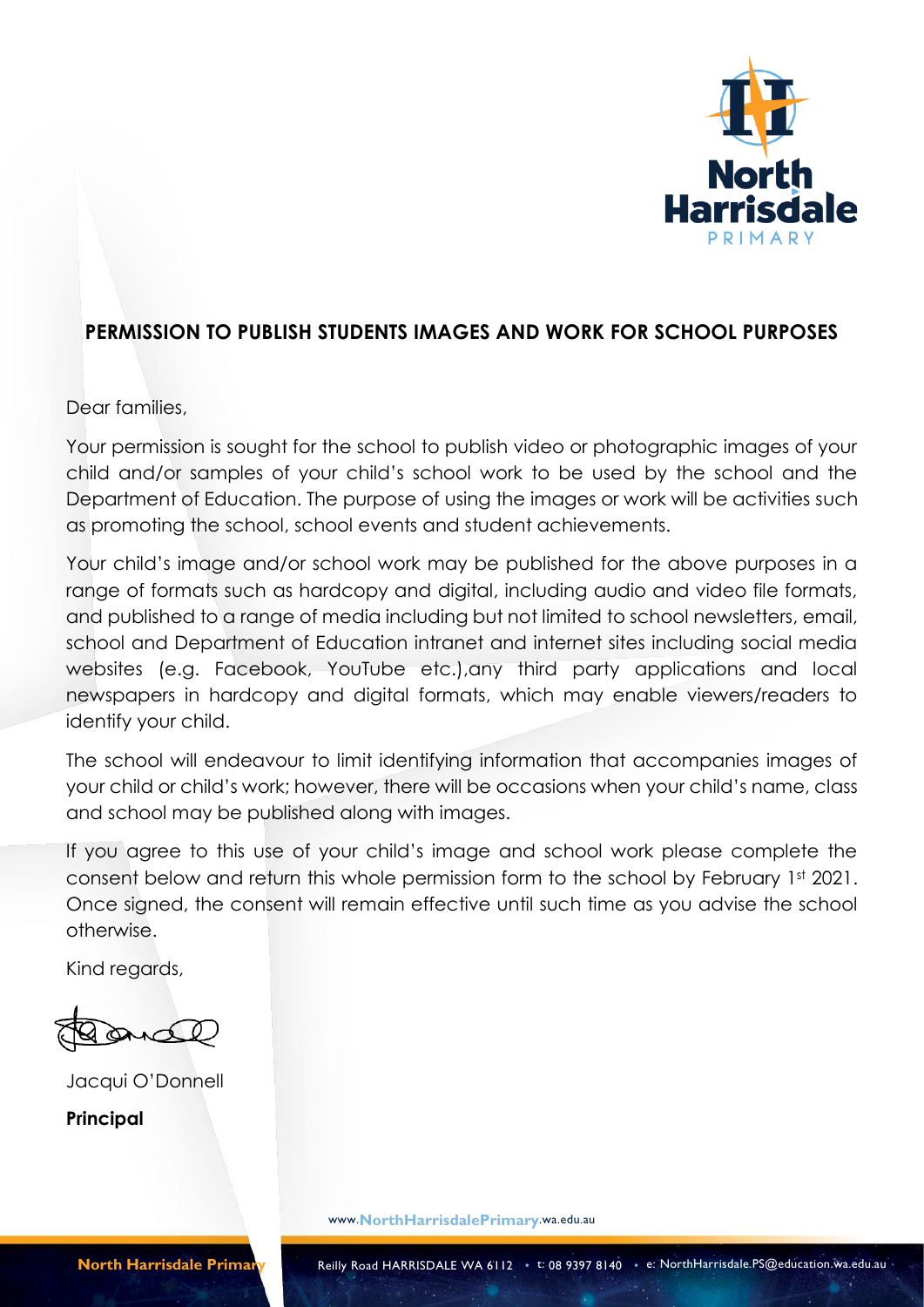## PERMISSION TO PUBLISH STUDENTS IMAGES AND WORK FOR SCHOOL PURPOSES

Dear families,

Your permission is sought for the school to publish video or photographic images of your child and/or samples of your child's school work to be used by the school and the Department of Education. The purpose of using the images or work will be activities such as promoting the school, school events and student achievements.

Your child's image and/or school work may be published for the above purposes in a range of formats such as hardcopy and digital, including audio and video file formats, and published to a range of media including but not limited to school newsletters, email, school and Department of Education intranet and internet sites including social media websites (e.g. Facebook, YouTube etc.),any third party applications and local newspapers in hardcopy and digital formats, which may enable viewers/readers to identify your child.

The school will endeavour to limit identifying information that accompanies images of your child or child's work; however, there will be occasions when your child's name, class and school may be published along with images.

If you agree to this use of your child's image and school work please complete the consent below and return this whole permission form to the school by February 1st 2021. Once signed, the consent will remain effective until such time as you advise the school otherwise.

Kind regards,

Jacqui O'Donnell

**Principal**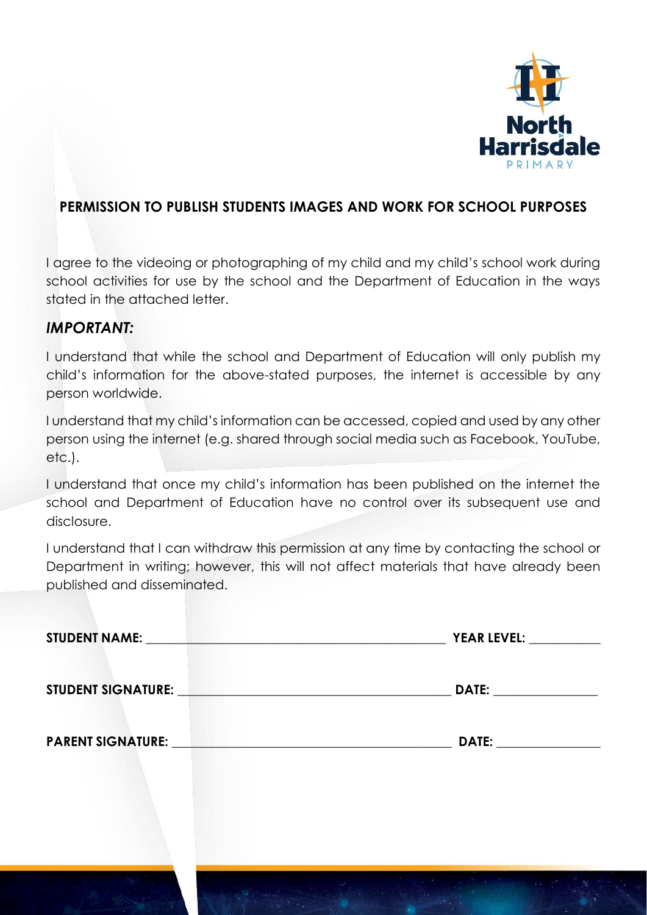North Harrisdale PRIMARY

## PERMISSION TO PUBLISH STUDENTS IMAGES AND WORK FOR SCHOOL PURPOSES

I agree to the videoing or photographing of my child and my child's school work during school activities for use by the school and the Department of Education in the ways stated in the attached letter.

### *IMPORTANT:*

I understand that while the school and Department of Education will only publish my child's information for the above-stated purposes, the internet is accessible by any person worldwide.

I understand that my child's information can be accessed, copied and used by any other person using the internet (e.g. shared through social media such as Facebook, YouTube, etc.).

I understand that once my child's information has been published on the internet the school and Department of Education have no control over its subsequent use and disclosure.

I understand that I can withdraw this permission at any time by contacting the school or Department in writing; however, this will not affect materials that have already been published and disseminated.

**STUDENT NAME:** ______________________________________________ **YEAR LEVEL:** ___________

**STUDENT SIGNATURE:** __________________________________________ **DATE:** ________________

**PARENT SIGNATURE:** ___________________________________________ **DATE:** ________________